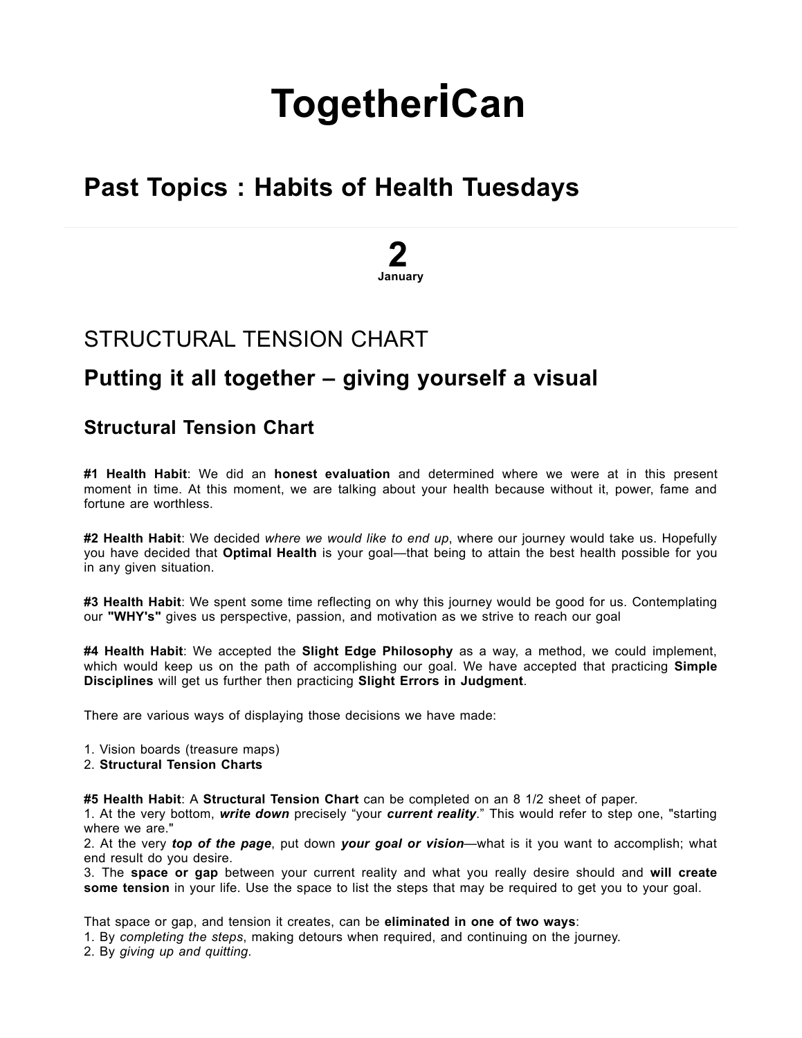# TogetheriCan

## Past Topics : Habits of Health Tuesdays

**2**
**January**

## STRUCTURAL TENSION CHART

## Putting it all together – giving yourself a visual

### Structural Tension Chart

**#1 Health Habit**: We did an **honest evaluation** and determined where we were at in this present moment in time. At this moment, we are talking about your health because without it, power, fame and fortune are worthless.

**#2 Health Habit**: We decided *where we would like to end up*, where our journey would take us. Hopefully you have decided that **Optimal Health** is your goal—that being to attain the best health possible for you in any given situation.

**#3 Health Habit**: We spent some time reflecting on why this journey would be good for us. Contemplating our **"WHY's"** gives us perspective, passion, and motivation as we strive to reach our goal

**#4 Health Habit**: We accepted the **Slight Edge Philosophy** as a way, a method, we could implement, which would keep us on the path of accomplishing our goal. We have accepted that practicing **Simple Disciplines** will get us further then practicing **Slight Errors in Judgment**.

There are various ways of displaying those decisions we have made:

1. Vision boards (treasure maps)
2. **Structural Tension Charts**

**#5 Health Habit**: A **Structural Tension Chart** can be completed on an 8 1/2 sheet of paper.
1. At the very bottom, ***write down*** precisely “your ***current reality***.” This would refer to step one, "starting where we are."
2. At the very ***top of the page***, put down ***your goal or vision***—what is it you want to accomplish; what end result do you desire.
3. The **space or gap** between your current reality and what you really desire should and **will create some tension** in your life. Use the space to list the steps that may be required to get you to your goal.

That space or gap, and tension it creates, can be **eliminated in one of two ways**:
1. By *completing the steps*, making detours when required, and continuing on the journey.
2. By *giving up and quitting*.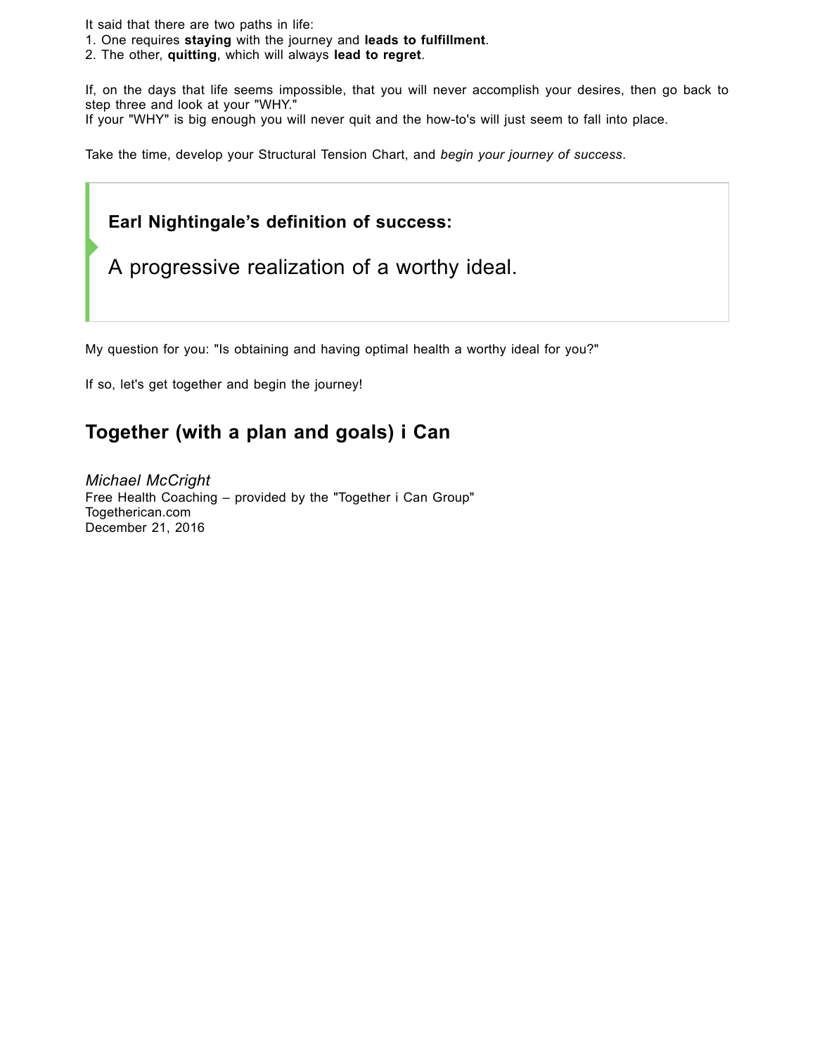It said that there are two paths in life:
1. One requires **staying** with the journey and **leads to fulfillment**.
2. The other, **quitting**, which will always **lead to regret**.

If, on the days that life seems impossible, that you will never accomplish your desires, then go back to step three and look at your "WHY."
If your "WHY" is big enough you will never quit and the how-to's will just seem to fall into place.

Take the time, develop your Structural Tension Chart, and *begin your journey of success*.

> **Earl Nightingale's definition of success:**
>
> A progressive realization of a worthy ideal.

My question for you: "Is obtaining and having optimal health a worthy ideal for you?"

If so, let's get together and begin the journey!

## Together (with a plan and goals) i Can

*Michael McCright*
Free Health Coaching – provided by the "Together i Can Group"
Togetherican.com
December 21, 2016